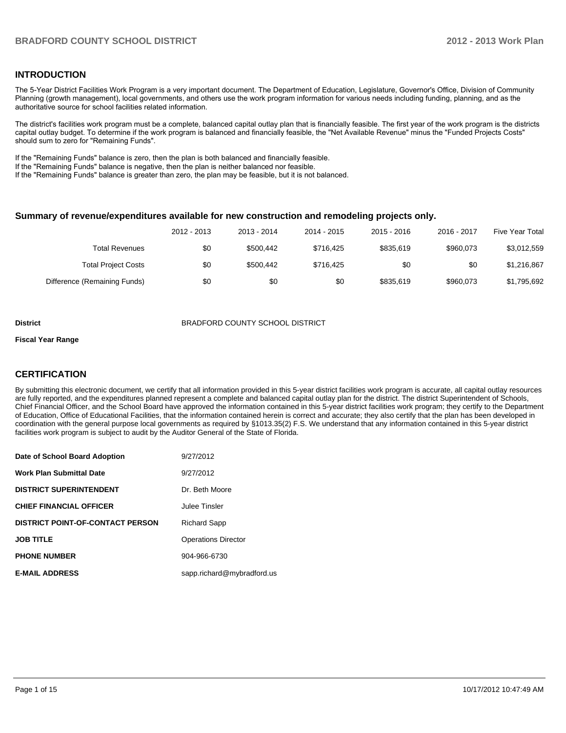## INTRODUCTION

The 5-Year District Facilities Work Program is a very important document. The Department of Education, Legislature, Governor's Office, Division of Community Planning (growth management), local governments, and others use the work program information for various needs including funding, planning, and as the authoritative source for school facilities related information.

The district's facilities work program must be a complete, balanced capital outlay plan that is financially feasible. The first year of the work program is the districts capital outlay budget. To determine if the work program is balanced and financially feasible, the "Net Available Revenue" minus the "Funded Projects Costs" should sum to zero for "Remaining Funds".

If the "Remaining Funds" balance is zero, then the plan is both balanced and financially feasible.
If the "Remaining Funds" balance is negative, then the plan is neither balanced nor feasible.
If the "Remaining Funds" balance is greater than zero, the plan may be feasible, but it is not balanced.

### Summary of revenue/expenditures available for new construction and remodeling projects only.

| | 2012 - 2013 | 2013 - 2014 | 2014 - 2015 | 2015 - 2016 | 2016 - 2017 | Five Year Total |
|---|---|---|---|---|---|---|
| Total Revenues | $0 | $500,442 | $716,425 | $835,619 | $960,073 | $3,012,559 |
| Total Project Costs | $0 | $500,442 | $716,425 | $0 | $0 | $1,216,867 |
| Difference (Remaining Funds) | $0 | $0 | $0 | $835,619 | $960,073 | $1,795,692 |

**District** BRADFORD COUNTY SCHOOL DISTRICT

**Fiscal Year Range**

## CERTIFICATION

By submitting this electronic document, we certify that all information provided in this 5-year district facilities work program is accurate, all capital outlay resources are fully reported, and the expenditures planned represent a complete and balanced capital outlay plan for the district. The district Superintendent of Schools, Chief Financial Officer, and the School Board have approved the information contained in this 5-year district facilities work program; they certify to the Department of Education, Office of Educational Facilities, that the information contained herein is correct and accurate; they also certify that the plan has been developed in coordination with the general purpose local governments as required by §1013.35(2) F.S. We understand that any information contained in this 5-year district facilities work program is subject to audit by the Auditor General of the State of Florida.

| | |
|---|---|
| **Date of School Board Adoption** | 9/27/2012 |
| **Work Plan Submittal Date** | 9/27/2012 |
| **DISTRICT SUPERINTENDENT** | Dr. Beth Moore |
| **CHIEF FINANCIAL OFFICER** | Julee Tinsler |
| **DISTRICT POINT-OF-CONTACT PERSON** | Richard Sapp |
| **JOB TITLE** | Operations Director |
| **PHONE NUMBER** | 904-966-6730 |
| **E-MAIL ADDRESS** | sapp.richard@mybradford.us |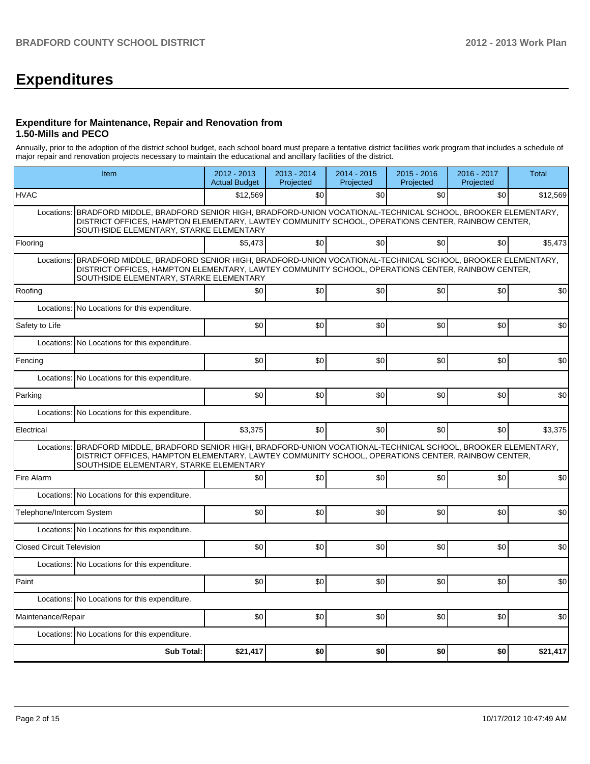# Expenditures

### Expenditure for Maintenance, Repair and Renovation from 1.50-Mills and PECO

Annually, prior to the adoption of the district school budget, each school board must prepare a tentative district facilities work program that includes a schedule of major repair and renovation projects necessary to maintain the educational and ancillary facilities of the district.

| Item | 2012 - 2013 Actual Budget | 2013 - 2014 Projected | 2014 - 2015 Projected | 2015 - 2016 Projected | 2016 - 2017 Projected | Total |
|---|---|---|---|---|---|---|
| HVAC | $12,569 | $0 | $0 | $0 | $0 | $12,569 |
| Locations: BRADFORD MIDDLE, BRADFORD SENIOR HIGH, BRADFORD-UNION VOCATIONAL-TECHNICAL SCHOOL, BROOKER ELEMENTARY, DISTRICT OFFICES, HAMPTON ELEMENTARY, LAWTEY COMMUNITY SCHOOL, OPERATIONS CENTER, RAINBOW CENTER, SOUTHSIDE ELEMENTARY, STARKE ELEMENTARY | | | | | | |
| Flooring | $5,473 | $0 | $0 | $0 | $0 | $5,473 |
| Locations: BRADFORD MIDDLE, BRADFORD SENIOR HIGH, BRADFORD-UNION VOCATIONAL-TECHNICAL SCHOOL, BROOKER ELEMENTARY, DISTRICT OFFICES, HAMPTON ELEMENTARY, LAWTEY COMMUNITY SCHOOL, OPERATIONS CENTER, RAINBOW CENTER, SOUTHSIDE ELEMENTARY, STARKE ELEMENTARY | | | | | | |
| Roofing | $0 | $0 | $0 | $0 | $0 | $0 |
| Locations: No Locations for this expenditure. | | | | | | |
| Safety to Life | $0 | $0 | $0 | $0 | $0 | $0 |
| Locations: No Locations for this expenditure. | | | | | | |
| Fencing | $0 | $0 | $0 | $0 | $0 | $0 |
| Locations: No Locations for this expenditure. | | | | | | |
| Parking | $0 | $0 | $0 | $0 | $0 | $0 |
| Locations: No Locations for this expenditure. | | | | | | |
| Electrical | $3,375 | $0 | $0 | $0 | $0 | $3,375 |
| Locations: BRADFORD MIDDLE, BRADFORD SENIOR HIGH, BRADFORD-UNION VOCATIONAL-TECHNICAL SCHOOL, BROOKER ELEMENTARY, DISTRICT OFFICES, HAMPTON ELEMENTARY, LAWTEY COMMUNITY SCHOOL, OPERATIONS CENTER, RAINBOW CENTER, SOUTHSIDE ELEMENTARY, STARKE ELEMENTARY | | | | | | |
| Fire Alarm | $0 | $0 | $0 | $0 | $0 | $0 |
| Locations: No Locations for this expenditure. | | | | | | |
| Telephone/Intercom System | $0 | $0 | $0 | $0 | $0 | $0 |
| Locations: No Locations for this expenditure. | | | | | | |
| Closed Circuit Television | $0 | $0 | $0 | $0 | $0 | $0 |
| Locations: No Locations for this expenditure. | | | | | | |
| Paint | $0 | $0 | $0 | $0 | $0 | $0 |
| Locations: No Locations for this expenditure. | | | | | | |
| Maintenance/Repair | $0 | $0 | $0 | $0 | $0 | $0 |
| Locations: No Locations for this expenditure. | | | | | | |
| **Sub Total:** | **$21,417** | **$0** | **$0** | **$0** | **$0** | **$21,417** |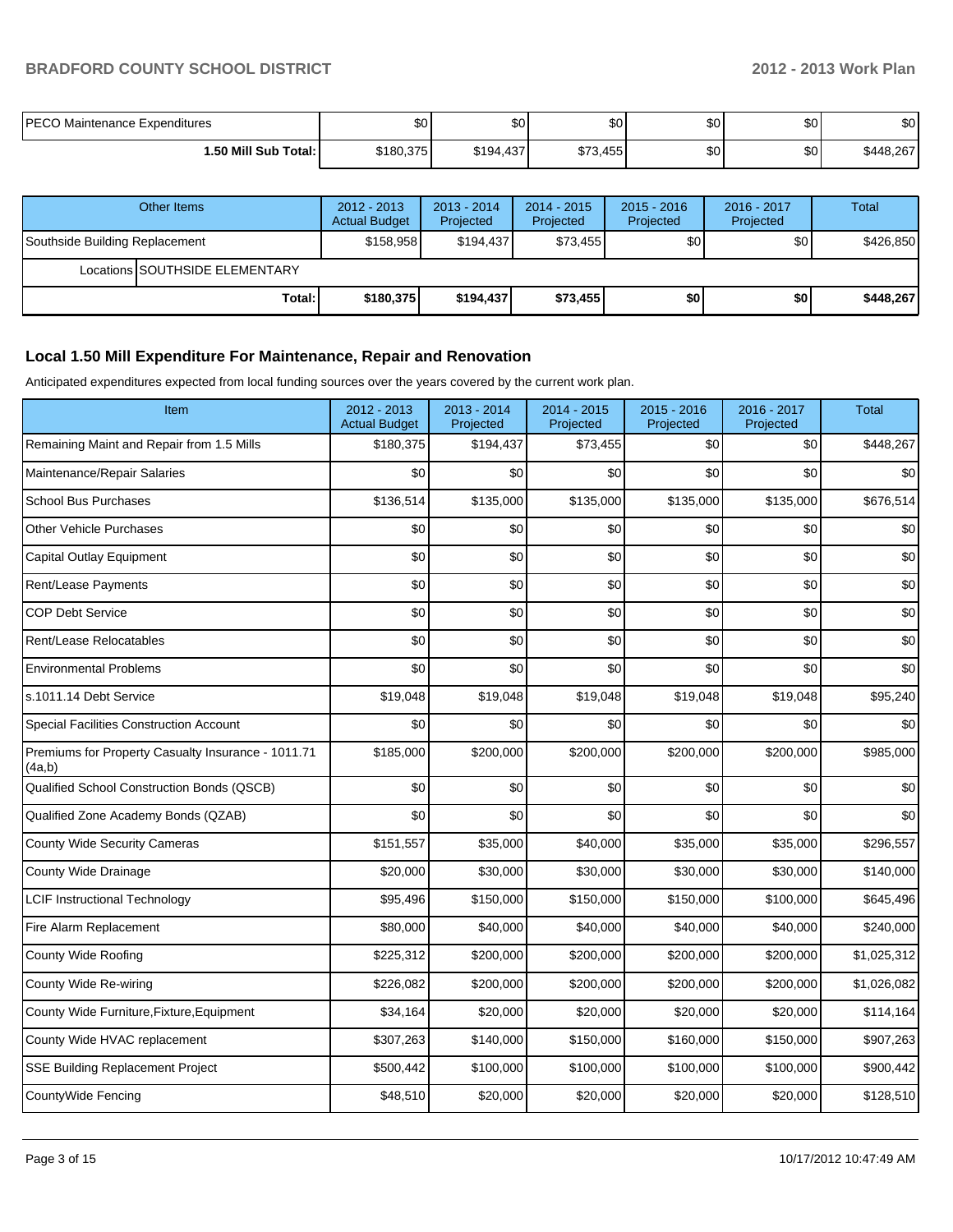| PECO Maintenance Expenditures | $0 | $0 | $0 | $0 | $0 | $0 |
|---|---|---|---|---|---|---|
| **1.50 Mill Sub Total:** | $180,375 | $194,437 | $73,455 | $0 | $0 | $448,267 |

| Other Items | 2012 - 2013 Actual Budget | 2013 - 2014 Projected | 2014 - 2015 Projected | 2015 - 2016 Projected | 2016 - 2017 Projected | Total |
|---|---|---|---|---|---|---|
| Southside Building Replacement | $158,958 | $194,437 | $73,455 | $0 | $0 | $426,850 |
| Locations SOUTHSIDE ELEMENTARY | | | | | | |
| **Total:** | **$180,375** | **$194,437** | **$73,455** | **$0** | **$0** | **$448,267** |

## Local 1.50 Mill Expenditure For Maintenance, Repair and Renovation

Anticipated expenditures expected from local funding sources over the years covered by the current work plan.

| Item | 2012 - 2013 Actual Budget | 2013 - 2014 Projected | 2014 - 2015 Projected | 2015 - 2016 Projected | 2016 - 2017 Projected | Total |
|---|---|---|---|---|---|---|
| Remaining Maint and Repair from 1.5 Mills | $180,375 | $194,437 | $73,455 | $0 | $0 | $448,267 |
| Maintenance/Repair Salaries | $0 | $0 | $0 | $0 | $0 | $0 |
| School Bus Purchases | $136,514 | $135,000 | $135,000 | $135,000 | $135,000 | $676,514 |
| Other Vehicle Purchases | $0 | $0 | $0 | $0 | $0 | $0 |
| Capital Outlay Equipment | $0 | $0 | $0 | $0 | $0 | $0 |
| Rent/Lease Payments | $0 | $0 | $0 | $0 | $0 | $0 |
| COP Debt Service | $0 | $0 | $0 | $0 | $0 | $0 |
| Rent/Lease Relocatables | $0 | $0 | $0 | $0 | $0 | $0 |
| Environmental Problems | $0 | $0 | $0 | $0 | $0 | $0 |
| s.1011.14 Debt Service | $19,048 | $19,048 | $19,048 | $19,048 | $19,048 | $95,240 |
| Special Facilities Construction Account | $0 | $0 | $0 | $0 | $0 | $0 |
| Premiums for Property Casualty Insurance - 1011.71 (4a,b) | $185,000 | $200,000 | $200,000 | $200,000 | $200,000 | $985,000 |
| Qualified School Construction Bonds (QSCB) | $0 | $0 | $0 | $0 | $0 | $0 |
| Qualified Zone Academy Bonds (QZAB) | $0 | $0 | $0 | $0 | $0 | $0 |
| County Wide Security Cameras | $151,557 | $35,000 | $40,000 | $35,000 | $35,000 | $296,557 |
| County Wide Drainage | $20,000 | $30,000 | $30,000 | $30,000 | $30,000 | $140,000 |
| LCIF Instructional Technology | $95,496 | $150,000 | $150,000 | $150,000 | $100,000 | $645,496 |
| Fire Alarm Replacement | $80,000 | $40,000 | $40,000 | $40,000 | $40,000 | $240,000 |
| County Wide Roofing | $225,312 | $200,000 | $200,000 | $200,000 | $200,000 | $1,025,312 |
| County Wide Re-wiring | $226,082 | $200,000 | $200,000 | $200,000 | $200,000 | $1,026,082 |
| County Wide Furniture,Fixture,Equipment | $34,164 | $20,000 | $20,000 | $20,000 | $20,000 | $114,164 |
| County Wide HVAC replacement | $307,263 | $140,000 | $150,000 | $160,000 | $150,000 | $907,263 |
| SSE Building Replacement Project | $500,442 | $100,000 | $100,000 | $100,000 | $100,000 | $900,442 |
| CountyWide Fencing | $48,510 | $20,000 | $20,000 | $20,000 | $20,000 | $128,510 |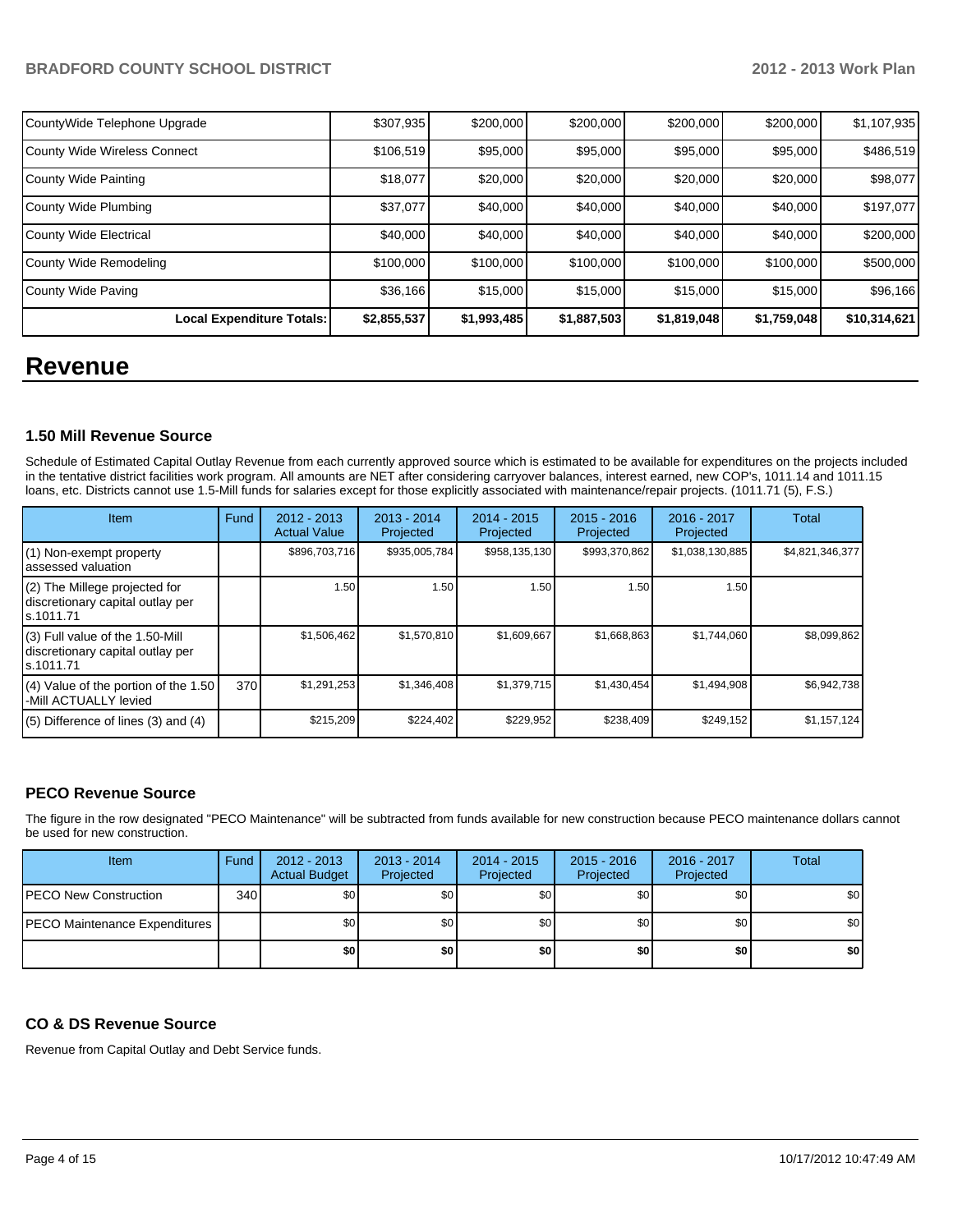| | | | | | | |
|---|---|---|---|---|---|---|
| CountyWide Telephone Upgrade | $307,935 | $200,000 | $200,000 | $200,000 | $200,000 | $1,107,935 |
| County Wide Wireless Connect | $106,519 | $95,000 | $95,000 | $95,000 | $95,000 | $486,519 |
| County Wide Painting | $18,077 | $20,000 | $20,000 | $20,000 | $20,000 | $98,077 |
| County Wide Plumbing | $37,077 | $40,000 | $40,000 | $40,000 | $40,000 | $197,077 |
| County Wide Electrical | $40,000 | $40,000 | $40,000 | $40,000 | $40,000 | $200,000 |
| County Wide Remodeling | $100,000 | $100,000 | $100,000 | $100,000 | $100,000 | $500,000 |
| County Wide Paving | $36,166 | $15,000 | $15,000 | $15,000 | $15,000 | $96,166 |
| **Local Expenditure Totals:** | **$2,855,537** | **$1,993,485** | **$1,887,503** | **$1,819,048** | **$1,759,048** | **$10,314,621** |

# Revenue

### 1.50 Mill Revenue Source

Schedule of Estimated Capital Outlay Revenue from each currently approved source which is estimated to be available for expenditures on the projects included in the tentative district facilities work program. All amounts are NET after considering carryover balances, interest earned, new COP's, 1011.14 and 1011.15 loans, etc. Districts cannot use 1.5-Mill funds for salaries except for those explicitly associated with maintenance/repair projects. (1011.71 (5), F.S.)

| Item | Fund | 2012 - 2013 Actual Value | 2013 - 2014 Projected | 2014 - 2015 Projected | 2015 - 2016 Projected | 2016 - 2017 Projected | Total |
|---|---|---|---|---|---|---|---|
| (1) Non-exempt property assessed valuation | | $896,703,716 | $935,005,784 | $958,135,130 | $993,370,862 | $1,038,130,885 | $4,821,346,377 |
| (2) The Millege projected for discretionary capital outlay per s.1011.71 | | 1.50 | 1.50 | 1.50 | 1.50 | 1.50 | |
| (3) Full value of the 1.50-Mill discretionary capital outlay per s.1011.71 | | $1,506,462 | $1,570,810 | $1,609,667 | $1,668,863 | $1,744,060 | $8,099,862 |
| (4) Value of the portion of the 1.50 -Mill ACTUALLY levied | 370 | $1,291,253 | $1,346,408 | $1,379,715 | $1,430,454 | $1,494,908 | $6,942,738 |
| (5) Difference of lines (3) and (4) | | $215,209 | $224,402 | $229,952 | $238,409 | $249,152 | $1,157,124 |

### PECO Revenue Source

The figure in the row designated "PECO Maintenance" will be subtracted from funds available for new construction because PECO maintenance dollars cannot be used for new construction.

| Item | Fund | 2012 - 2013 Actual Budget | 2013 - 2014 Projected | 2014 - 2015 Projected | 2015 - 2016 Projected | 2016 - 2017 Projected | Total |
|---|---|---|---|---|---|---|---|
| PECO New Construction | 340 | $0 | $0 | $0 | $0 | $0 | $0 |
| PECO Maintenance Expenditures | | $0 | $0 | $0 | $0 | $0 | $0 |
| | | **$0** | **$0** | **$0** | **$0** | **$0** | **$0** |

### CO & DS Revenue Source

Revenue from Capital Outlay and Debt Service funds.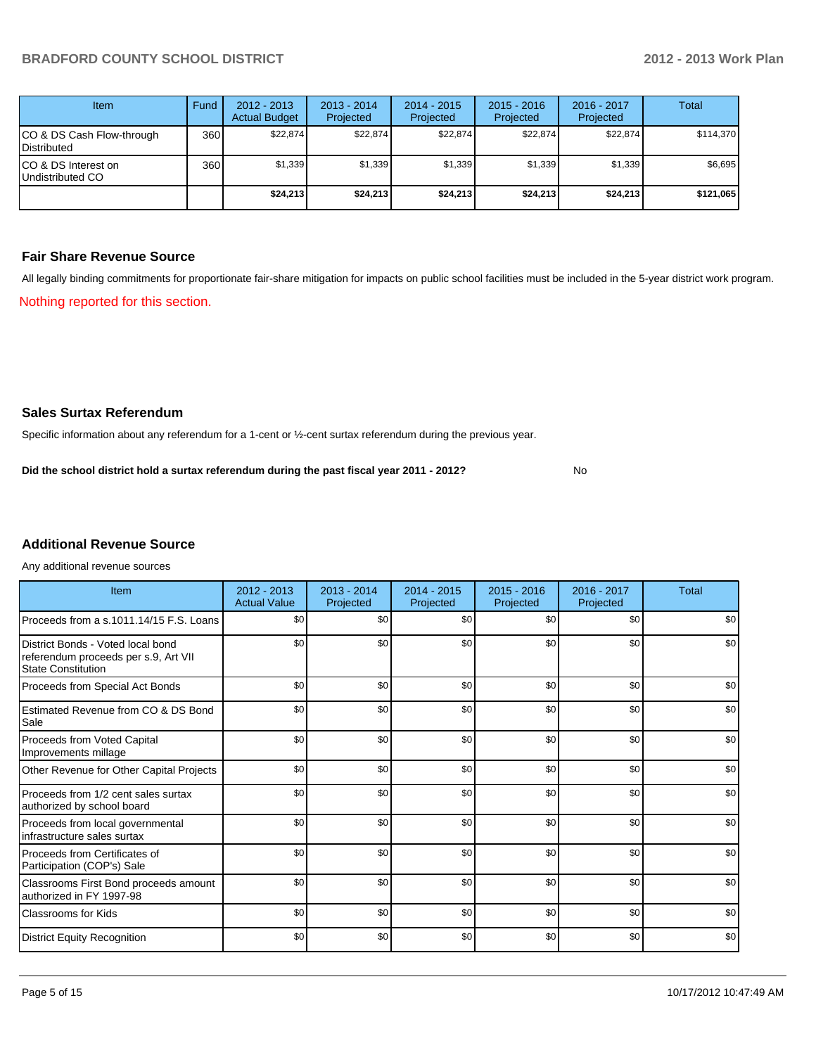| Item | Fund | 2012 - 2013 Actual Budget | 2013 - 2014 Projected | 2014 - 2015 Projected | 2015 - 2016 Projected | 2016 - 2017 Projected | Total |
|---|---|---|---|---|---|---|---|
| CO & DS Cash Flow-through Distributed | 360 | $22,874 | $22,874 | $22,874 | $22,874 | $22,874 | $114,370 |
| CO & DS Interest on Undistributed CO | 360 | $1,339 | $1,339 | $1,339 | $1,339 | $1,339 | $6,695 |
| | | **$24,213** | **$24,213** | **$24,213** | **$24,213** | **$24,213** | **$121,065** |

## Fair Share Revenue Source

All legally binding commitments for proportionate fair-share mitigation for impacts on public school facilities must be included in the 5-year district work program.

Nothing reported for this section.

## Sales Surtax Referendum

Specific information about any referendum for a 1-cent or ½-cent surtax referendum during the previous year.

**Did the school district hold a surtax referendum during the past fiscal year 2011 - 2012?** No

## Additional Revenue Source

Any additional revenue sources

| Item | 2012 - 2013 Actual Value | 2013 - 2014 Projected | 2014 - 2015 Projected | 2015 - 2016 Projected | 2016 - 2017 Projected | Total |
|---|---|---|---|---|---|---|
| Proceeds from a s.1011.14/15 F.S. Loans | $0 | $0 | $0 | $0 | $0 | $0 |
| District Bonds - Voted local bond referendum proceeds per s.9, Art VII State Constitution | $0 | $0 | $0 | $0 | $0 | $0 |
| Proceeds from Special Act Bonds | $0 | $0 | $0 | $0 | $0 | $0 |
| Estimated Revenue from CO & DS Bond Sale | $0 | $0 | $0 | $0 | $0 | $0 |
| Proceeds from Voted Capital Improvements millage | $0 | $0 | $0 | $0 | $0 | $0 |
| Other Revenue for Other Capital Projects | $0 | $0 | $0 | $0 | $0 | $0 |
| Proceeds from 1/2 cent sales surtax authorized by school board | $0 | $0 | $0 | $0 | $0 | $0 |
| Proceeds from local governmental infrastructure sales surtax | $0 | $0 | $0 | $0 | $0 | $0 |
| Proceeds from Certificates of Participation (COP's) Sale | $0 | $0 | $0 | $0 | $0 | $0 |
| Classrooms First Bond proceeds amount authorized in FY 1997-98 | $0 | $0 | $0 | $0 | $0 | $0 |
| Classrooms for Kids | $0 | $0 | $0 | $0 | $0 | $0 |
| District Equity Recognition | $0 | $0 | $0 | $0 | $0 | $0 |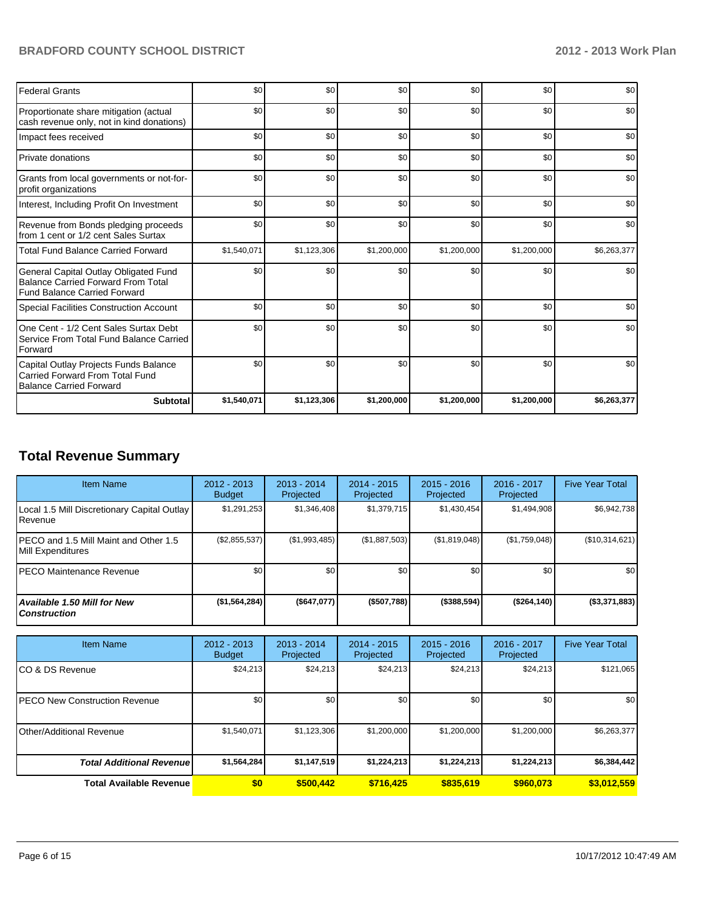| | | | | | | |
|---|---|---|---|---|---|---|
| Federal Grants | $0 | $0 | $0 | $0 | $0 | $0 |
| Proportionate share mitigation (actual cash revenue only, not in kind donations) | $0 | $0 | $0 | $0 | $0 | $0 |
| Impact fees received | $0 | $0 | $0 | $0 | $0 | $0 |
| Private donations | $0 | $0 | $0 | $0 | $0 | $0 |
| Grants from local governments or not-for-profit organizations | $0 | $0 | $0 | $0 | $0 | $0 |
| Interest, Including Profit On Investment | $0 | $0 | $0 | $0 | $0 | $0 |
| Revenue from Bonds pledging proceeds from 1 cent or 1/2 cent Sales Surtax | $0 | $0 | $0 | $0 | $0 | $0 |
| Total Fund Balance Carried Forward | $1,540,071 | $1,123,306 | $1,200,000 | $1,200,000 | $1,200,000 | $6,263,377 |
| General Capital Outlay Obligated Fund Balance Carried Forward From Total Fund Balance Carried Forward | $0 | $0 | $0 | $0 | $0 | $0 |
| Special Facilities Construction Account | $0 | $0 | $0 | $0 | $0 | $0 |
| One Cent - 1/2 Cent Sales Surtax Debt Service From Total Fund Balance Carried Forward | $0 | $0 | $0 | $0 | $0 | $0 |
| Capital Outlay Projects Funds Balance Carried Forward From Total Fund Balance Carried Forward | $0 | $0 | $0 | $0 | $0 | $0 |
| **Subtotal** | **$1,540,071** | **$1,123,306** | **$1,200,000** | **$1,200,000** | **$1,200,000** | **$6,263,377** |

## Total Revenue Summary

| Item Name | 2012 - 2013 Budget | 2013 - 2014 Projected | 2014 - 2015 Projected | 2015 - 2016 Projected | 2016 - 2017 Projected | Five Year Total |
|---|---|---|---|---|---|---|
| Local 1.5 Mill Discretionary Capital Outlay Revenue | $1,291,253 | $1,346,408 | $1,379,715 | $1,430,454 | $1,494,908 | $6,942,738 |
| PECO and 1.5 Mill Maint and Other 1.5 Mill Expenditures | ($2,855,537) | ($1,993,485) | ($1,887,503) | ($1,819,048) | ($1,759,048) | ($10,314,621) |
| PECO Maintenance Revenue | $0 | $0 | $0 | $0 | $0 | $0 |
| ***Available 1.50 Mill for New Construction*** | **($1,564,284)** | **($647,077)** | **($507,788)** | **($388,594)** | **($264,140)** | **($3,371,883)** |

| Item Name | 2012 - 2013 Budget | 2013 - 2014 Projected | 2014 - 2015 Projected | 2015 - 2016 Projected | 2016 - 2017 Projected | Five Year Total |
|---|---|---|---|---|---|---|
| CO & DS Revenue | $24,213 | $24,213 | $24,213 | $24,213 | $24,213 | $121,065 |
| PECO New Construction Revenue | $0 | $0 | $0 | $0 | $0 | $0 |
| Other/Additional Revenue | $1,540,071 | $1,123,306 | $1,200,000 | $1,200,000 | $1,200,000 | $6,263,377 |
| ***Total Additional Revenue*** | **$1,564,284** | **$1,147,519** | **$1,224,213** | **$1,224,213** | **$1,224,213** | **$6,384,442** |
| **Total Available Revenue** | **$0** | **$500,442** | **$716,425** | **$835,619** | **$960,073** | **$3,012,559** |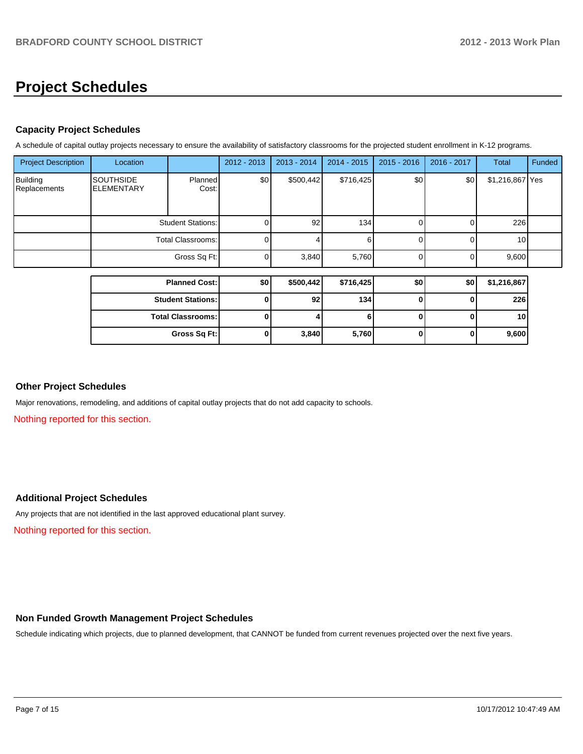# Project Schedules

## Capacity Project Schedules

A schedule of capital outlay projects necessary to ensure the availability of satisfactory classrooms for the projected student enrollment in K-12 programs.

| Project Description | Location | | 2012 - 2013 | 2013 - 2014 | 2014 - 2015 | 2015 - 2016 | 2016 - 2017 | Total | Funded |
|---|---|---|---|---|---|---|---|---|---|
| Building Replacements | SOUTHSIDE ELEMENTARY | Planned Cost: | $0 | $500,442 | $716,425 | $0 | $0 | $1,216,867 | Yes |
| | Student Stations: | | 0 | 92 | 134 | 0 | 0 | 226 | |
| | Total Classrooms: | | 0 | 4 | 6 | 0 | 0 | 10 | |
| | Gross Sq Ft: | | 0 | 3,840 | 5,760 | 0 | 0 | 9,600 | |

| | 2012 - 2013 | 2013 - 2014 | 2014 - 2015 | 2015 - 2016 | 2016 - 2017 | Total |
|---|---|---|---|---|---|---|
| **Planned Cost:** | **$0** | **$500,442** | **$716,425** | **$0** | **$0** | **$1,216,867** |
| **Student Stations:** | **0** | **92** | **134** | **0** | **0** | **226** |
| **Total Classrooms:** | **0** | **4** | **6** | **0** | **0** | **10** |
| **Gross Sq Ft:** | **0** | **3,840** | **5,760** | **0** | **0** | **9,600** |

## Other Project Schedules

Major renovations, remodeling, and additions of capital outlay projects that do not add capacity to schools.

Nothing reported for this section.

## Additional Project Schedules

Any projects that are not identified in the last approved educational plant survey.

Nothing reported for this section.

## Non Funded Growth Management Project Schedules

Schedule indicating which projects, due to planned development, that CANNOT be funded from current revenues projected over the next five years.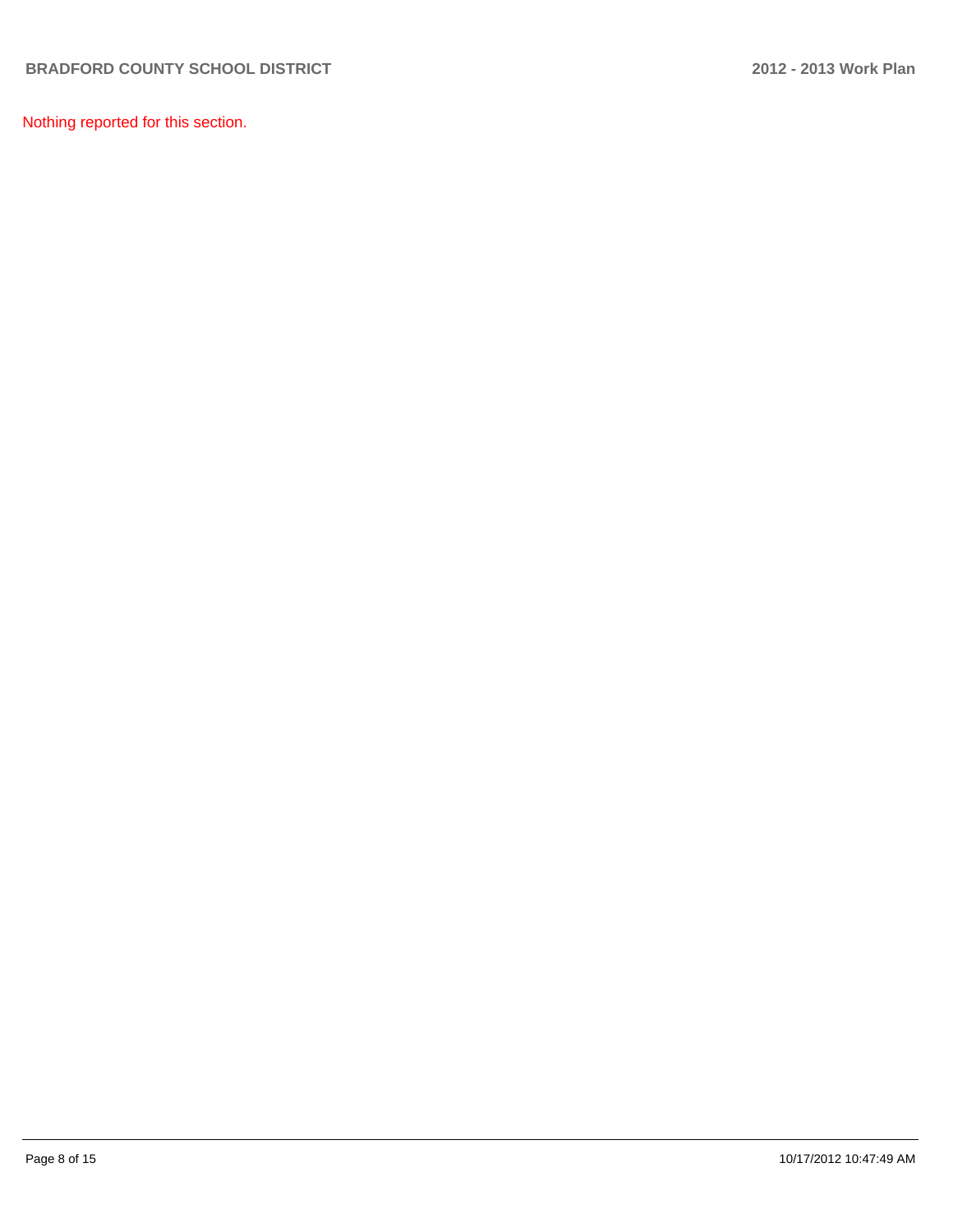Nothing reported for this section.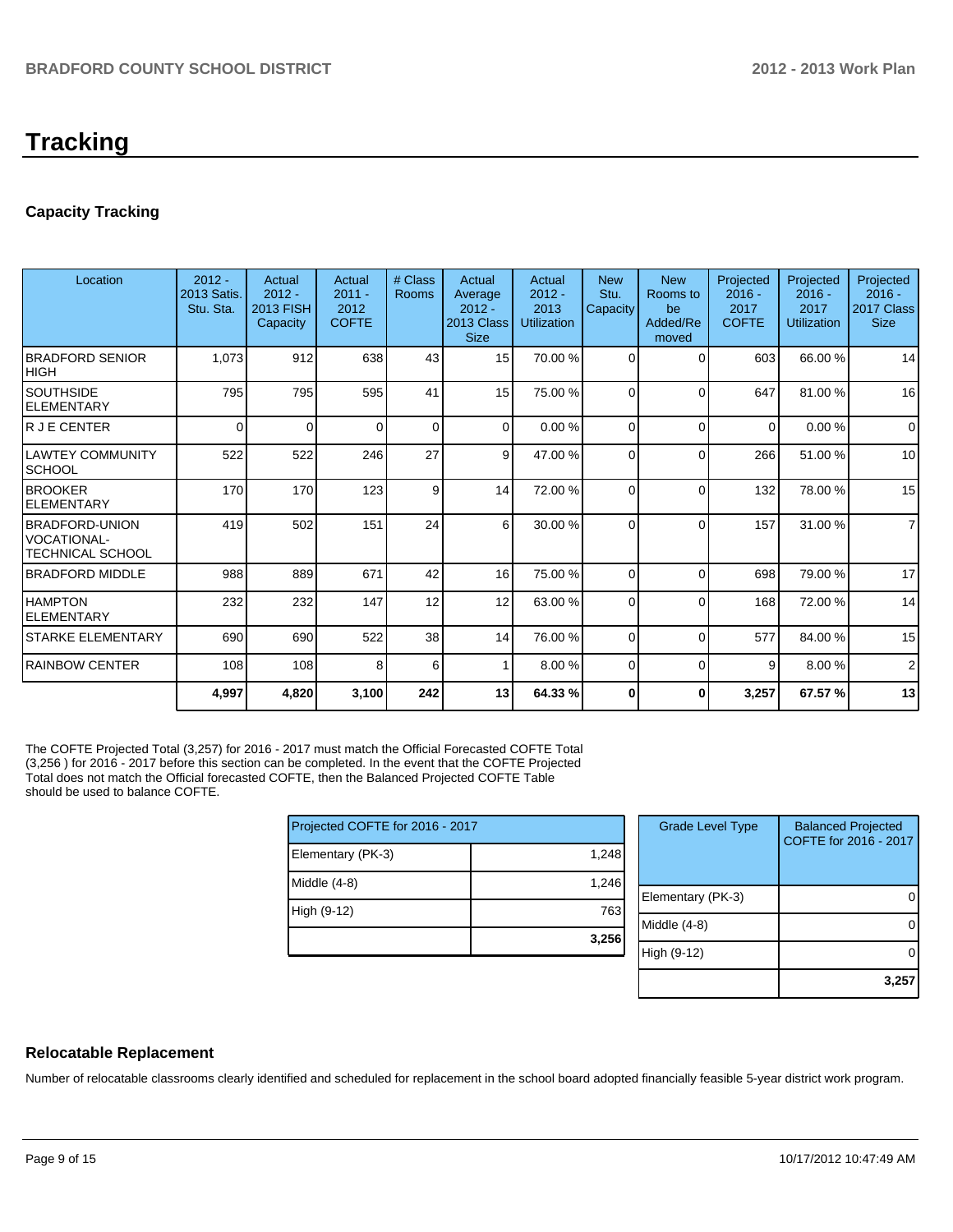# Tracking

### Capacity Tracking

| Location | 2012 - 2013 Satis. Stu. Sta. | Actual 2012 - 2013 FISH Capacity | Actual 2011 - 2012 COFTE | # Class Rooms | Actual Average 2012 - 2013 Class Size | Actual 2012 - 2013 Utilization | New Stu. Capacity | New Rooms to be Added/Re moved | Projected 2016 - 2017 COFTE | Projected 2016 - 2017 Utilization | Projected 2016 - 2017 Class Size |
|---|---|---|---|---|---|---|---|---|---|---|---|
| BRADFORD SENIOR HIGH | 1,073 | 912 | 638 | 43 | 15 | 70.00 % | 0 | 0 | 603 | 66.00 % | 14 |
| SOUTHSIDE ELEMENTARY | 795 | 795 | 595 | 41 | 15 | 75.00 % | 0 | 0 | 647 | 81.00 % | 16 |
| R J E CENTER | 0 | 0 | 0 | 0 | 0 | 0.00 % | 0 | 0 | 0 | 0.00 % | 0 |
| LAWTEY COMMUNITY SCHOOL | 522 | 522 | 246 | 27 | 9 | 47.00 % | 0 | 0 | 266 | 51.00 % | 10 |
| BROOKER ELEMENTARY | 170 | 170 | 123 | 9 | 14 | 72.00 % | 0 | 0 | 132 | 78.00 % | 15 |
| BRADFORD-UNION VOCATIONAL-TECHNICAL SCHOOL | 419 | 502 | 151 | 24 | 6 | 30.00 % | 0 | 0 | 157 | 31.00 % | 7 |
| BRADFORD MIDDLE | 988 | 889 | 671 | 42 | 16 | 75.00 % | 0 | 0 | 698 | 79.00 % | 17 |
| HAMPTON ELEMENTARY | 232 | 232 | 147 | 12 | 12 | 63.00 % | 0 | 0 | 168 | 72.00 % | 14 |
| STARKE ELEMENTARY | 690 | 690 | 522 | 38 | 14 | 76.00 % | 0 | 0 | 577 | 84.00 % | 15 |
| RAINBOW CENTER | 108 | 108 | 8 | 6 | 1 | 8.00 % | 0 | 0 | 9 | 8.00 % | 2 |
| | **4,997** | **4,820** | **3,100** | **242** | **13** | **64.33 %** | **0** | **0** | **3,257** | **67.57 %** | **13** |

The COFTE Projected Total (3,257) for 2016 - 2017 must match the Official Forecasted COFTE Total (3,256 ) for 2016 - 2017 before this section can be completed. In the event that the COFTE Projected Total does not match the Official forecasted COFTE, then the Balanced Projected COFTE Table should be used to balance COFTE.

| Projected COFTE for 2016 - 2017 | |
|---|---|
| Elementary (PK-3) | 1,248 |
| Middle (4-8) | 1,246 |
| High (9-12) | 763 |
| | **3,256** |

| Grade Level Type | Balanced Projected COFTE for 2016 - 2017 |
|---|---|
| Elementary (PK-3) | 0 |
| Middle (4-8) | 0 |
| High (9-12) | 0 |
| | **3,257** |

### Relocatable Replacement

Number of relocatable classrooms clearly identified and scheduled for replacement in the school board adopted financially feasible 5-year district work program.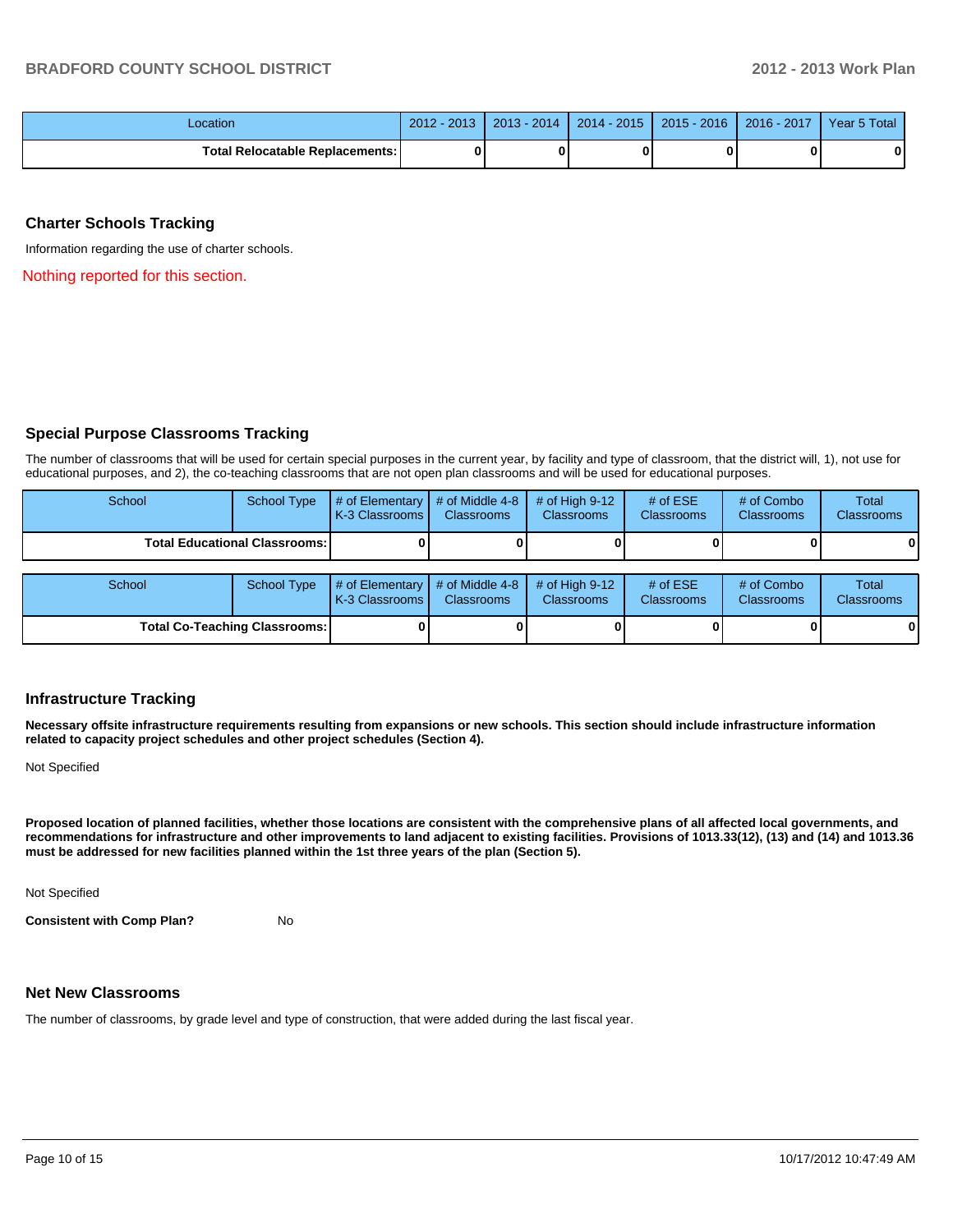| Location | 2012 - 2013 | 2013 - 2014 | 2014 - 2015 | 2015 - 2016 | 2016 - 2017 | Year 5 Total |
|---|---|---|---|---|---|---|
| **Total Relocatable Replacements:** | **0** | **0** | **0** | **0** | **0** | **0** |

## Charter Schools Tracking

Information regarding the use of charter schools.

Nothing reported for this section.

## Special Purpose Classrooms Tracking

The number of classrooms that will be used for certain special purposes in the current year, by facility and type of classroom, that the district will, 1), not use for educational purposes, and 2), the co-teaching classrooms that are not open plan classrooms and will be used for educational purposes.

| School | School Type | # of Elementary K-3 Classrooms | # of Middle 4-8 Classrooms | # of High 9-12 Classrooms | # of ESE Classrooms | # of Combo Classrooms | Total Classrooms |
|---|---|---|---|---|---|---|---|
| **Total Educational Classrooms:** | | **0** | **0** | **0** | **0** | **0** | **0** |

| School | School Type | # of Elementary K-3 Classrooms | # of Middle 4-8 Classrooms | # of High 9-12 Classrooms | # of ESE Classrooms | # of Combo Classrooms | Total Classrooms |
|---|---|---|---|---|---|---|---|
| **Total Co-Teaching Classrooms:** | | **0** | **0** | **0** | **0** | **0** | **0** |

## Infrastructure Tracking

**Necessary offsite infrastructure requirements resulting from expansions or new schools. This section should include infrastructure information related to capacity project schedules and other project schedules (Section 4).**

Not Specified

**Proposed location of planned facilities, whether those locations are consistent with the comprehensive plans of all affected local governments, and recommendations for infrastructure and other improvements to land adjacent to existing facilities. Provisions of 1013.33(12), (13) and (14) and 1013.36 must be addressed for new facilities planned within the 1st three years of the plan (Section 5).**

Not Specified

**Consistent with Comp Plan?** No

## Net New Classrooms

The number of classrooms, by grade level and type of construction, that were added during the last fiscal year.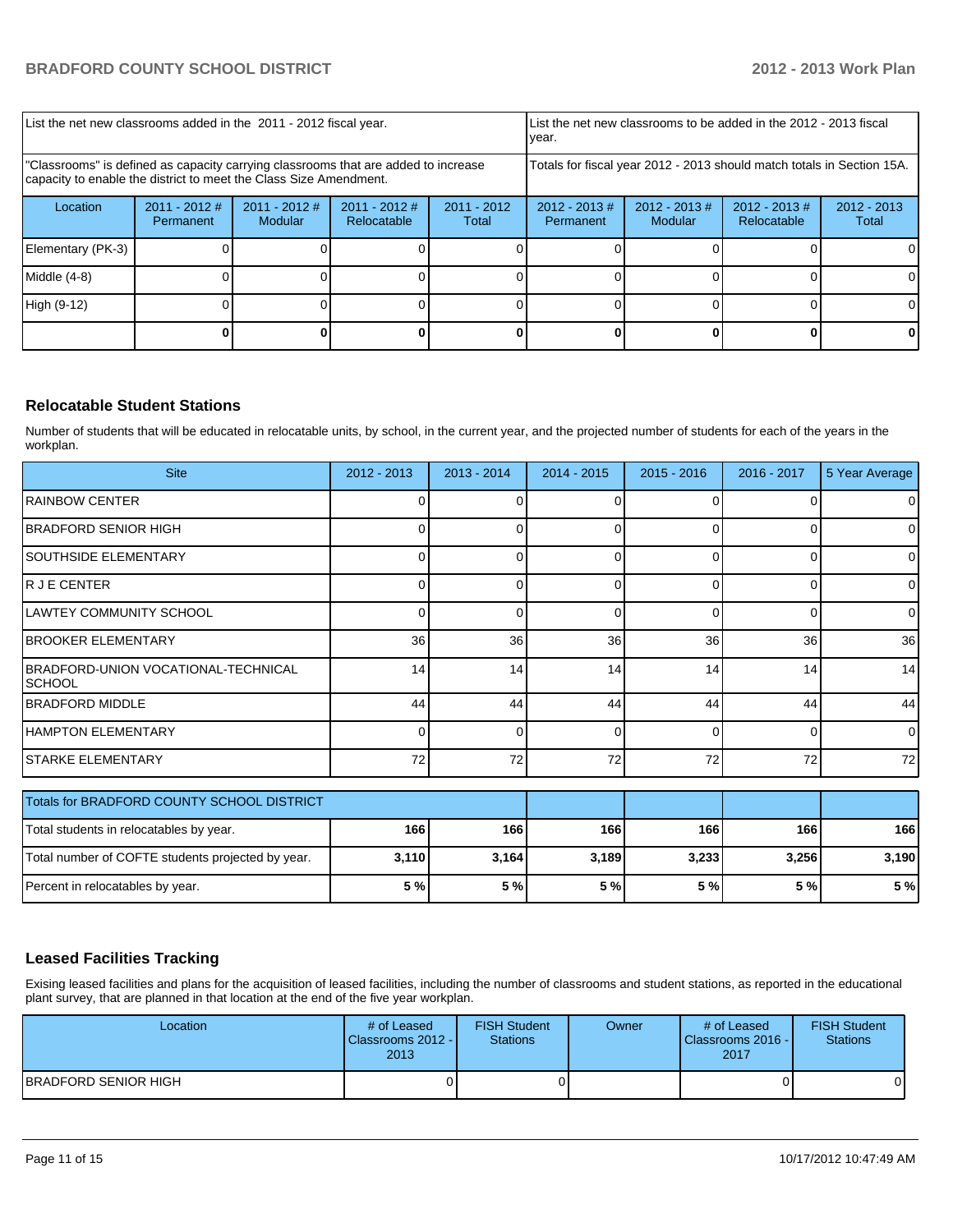| List the net new classrooms added in the 2011 - 2012 fiscal year. | | | | List the net new classrooms to be added in the 2012 - 2013 fiscal year. | | | |
|---|---|---|---|---|---|---|---|
| "Classrooms" is defined as capacity carrying classrooms that are added to increase capacity to enable the district to meet the Class Size Amendment. | | | | Totals for fiscal year 2012 - 2013 should match totals in Section 15A. | | | |
| Location | 2011 - 2012 # Permanent | 2011 - 2012 # Modular | 2011 - 2012 # Relocatable | 2011 - 2012 Total | 2012 - 2013 # Permanent | 2012 - 2013 # Modular | 2012 - 2013 # Relocatable | 2012 - 2013 Total |
| Elementary (PK-3) | 0 | 0 | 0 | 0 | 0 | 0 | 0 | 0 |
| Middle (4-8) | 0 | 0 | 0 | 0 | 0 | 0 | 0 | 0 |
| High (9-12) | 0 | 0 | 0 | 0 | 0 | 0 | 0 | 0 |
| | **0** | **0** | **0** | **0** | **0** | **0** | **0** | **0** |

## Relocatable Student Stations

Number of students that will be educated in relocatable units, by school, in the current year, and the projected number of students for each of the years in the workplan.

| Site | 2012 - 2013 | 2013 - 2014 | 2014 - 2015 | 2015 - 2016 | 2016 - 2017 | 5 Year Average |
|---|---|---|---|---|---|---|
| RAINBOW CENTER | 0 | 0 | 0 | 0 | 0 | 0 |
| BRADFORD SENIOR HIGH | 0 | 0 | 0 | 0 | 0 | 0 |
| SOUTHSIDE ELEMENTARY | 0 | 0 | 0 | 0 | 0 | 0 |
| R J E CENTER | 0 | 0 | 0 | 0 | 0 | 0 |
| LAWTEY COMMUNITY SCHOOL | 0 | 0 | 0 | 0 | 0 | 0 |
| BROOKER ELEMENTARY | 36 | 36 | 36 | 36 | 36 | 36 |
| BRADFORD-UNION VOCATIONAL-TECHNICAL SCHOOL | 14 | 14 | 14 | 14 | 14 | 14 |
| BRADFORD MIDDLE | 44 | 44 | 44 | 44 | 44 | 44 |
| HAMPTON ELEMENTARY | 0 | 0 | 0 | 0 | 0 | 0 |
| STARKE ELEMENTARY | 72 | 72 | 72 | 72 | 72 | 72 |

| Totals for BRADFORD COUNTY SCHOOL DISTRICT | | | | | | |
|---|---|---|---|---|---|---|
| Total students in relocatables by year. | **166** | **166** | **166** | **166** | **166** | **166** |
| Total number of COFTE students projected by year. | **3,110** | **3,164** | **3,189** | **3,233** | **3,256** | **3,190** |
| Percent in relocatables by year. | **5 %** | **5 %** | **5 %** | **5 %** | **5 %** | **5 %** |

## Leased Facilities Tracking

Exising leased facilities and plans for the acquisition of leased facilities, including the number of classrooms and student stations, as reported in the educational plant survey, that are planned in that location at the end of the five year workplan.

| Location | # of Leased Classrooms 2012 - 2013 | FISH Student Stations | Owner | # of Leased Classrooms 2016 - 2017 | FISH Student Stations |
|---|---|---|---|---|---|
| BRADFORD SENIOR HIGH | 0 | 0 | | 0 | 0 |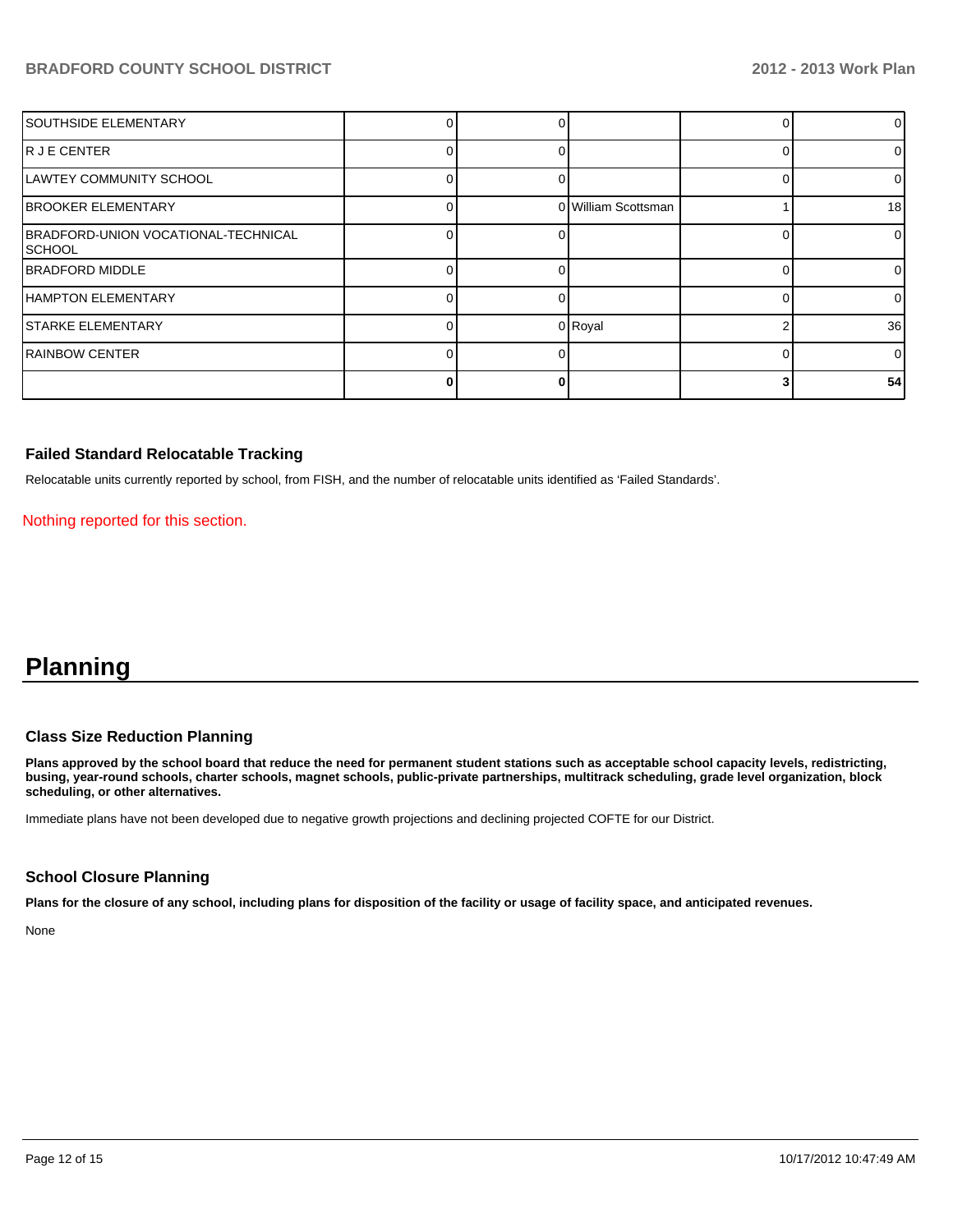| | | | | | |
|---|---|---|---|---|---|
| SOUTHSIDE ELEMENTARY | 0 | 0 | | 0 | 0 |
| R J E CENTER | 0 | 0 | | 0 | 0 |
| LAWTEY COMMUNITY SCHOOL | 0 | 0 | | 0 | 0 |
| BROOKER ELEMENTARY | 0 | 0 | William Scottsman | 1 | 18 |
| BRADFORD-UNION VOCATIONAL-TECHNICAL SCHOOL | 0 | 0 | | 0 | 0 |
| BRADFORD MIDDLE | 0 | 0 | | 0 | 0 |
| HAMPTON ELEMENTARY | 0 | 0 | | 0 | 0 |
| STARKE ELEMENTARY | 0 | 0 | Royal | 2 | 36 |
| RAINBOW CENTER | 0 | 0 | | 0 | 0 |
| | **0** | **0** | | **3** | **54** |

### Failed Standard Relocatable Tracking

Relocatable units currently reported by school, from FISH, and the number of relocatable units identified as 'Failed Standards'.

Nothing reported for this section.

# Planning

### Class Size Reduction Planning

**Plans approved by the school board that reduce the need for permanent student stations such as acceptable school capacity levels, redistricting, busing, year-round schools, charter schools, magnet schools, public-private partnerships, multitrack scheduling, grade level organization, block scheduling, or other alternatives.**

Immediate plans have not been developed due to negative growth projections and declining projected COFTE for our District.

### School Closure Planning

**Plans for the closure of any school, including plans for disposition of the facility or usage of facility space, and anticipated revenues.**

None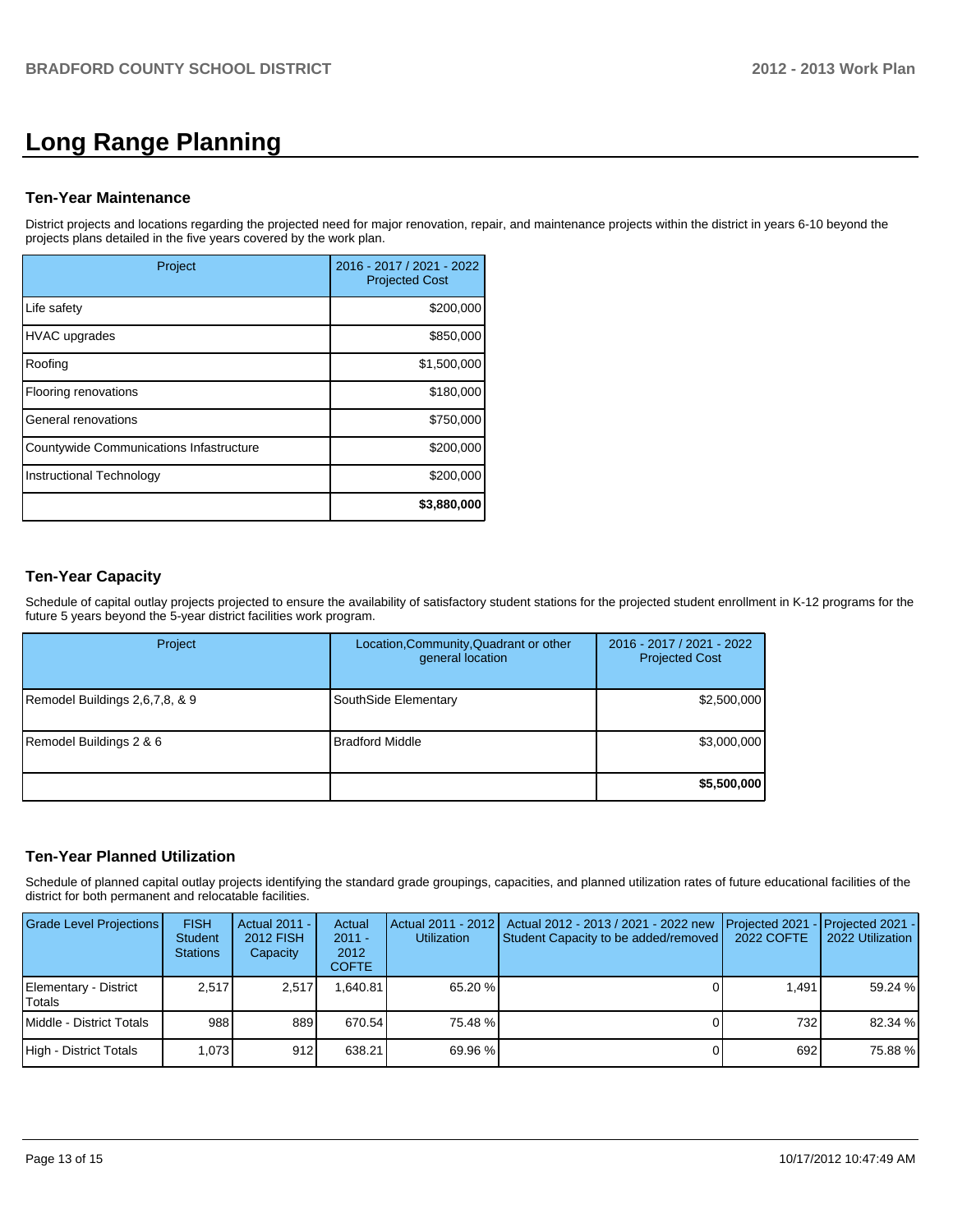# Long Range Planning

### Ten-Year Maintenance

District projects and locations regarding the projected need for major renovation, repair, and maintenance projects within the district in years 6-10 beyond the projects plans detailed in the five years covered by the work plan.

| Project | 2016 - 2017 / 2021 - 2022 Projected Cost |
|---|---|
| Life safety | $200,000 |
| HVAC upgrades | $850,000 |
| Roofing | $1,500,000 |
| Flooring renovations | $180,000 |
| General renovations | $750,000 |
| Countywide Communications Infastructure | $200,000 |
| Instructional Technology | $200,000 |
| | **$3,880,000** |

### Ten-Year Capacity

Schedule of capital outlay projects projected to ensure the availability of satisfactory student stations for the projected student enrollment in K-12 programs for the future 5 years beyond the 5-year district facilities work program.

| Project | Location,Community,Quadrant or other general location | 2016 - 2017 / 2021 - 2022 Projected Cost |
|---|---|---|
| Remodel Buildings 2,6,7,8, & 9 | SouthSide Elementary | $2,500,000 |
| Remodel Buildings 2 & 6 | Bradford Middle | $3,000,000 |
| | | **$5,500,000** |

### Ten-Year Planned Utilization

Schedule of planned capital outlay projects identifying the standard grade groupings, capacities, and planned utilization rates of future educational facilities of the district for both permanent and relocatable facilities.

| Grade Level Projections | FISH Student Stations | Actual 2011 - 2012 FISH Capacity | Actual 2011 - 2012 COFTE | Actual 2011 - 2012 Utilization | Actual 2012 - 2013 / 2021 - 2022 new Student Capacity to be added/removed | Projected 2021 - 2022 COFTE | Projected 2021 - 2022 Utilization |
|---|---|---|---|---|---|---|---|
| Elementary - District Totals | 2,517 | 2,517 | 1,640.81 | 65.20 % | 0 | 1,491 | 59.24 % |
| Middle - District Totals | 988 | 889 | 670.54 | 75.48 % | 0 | 732 | 82.34 % |
| High - District Totals | 1,073 | 912 | 638.21 | 69.96 % | 0 | 692 | 75.88 % |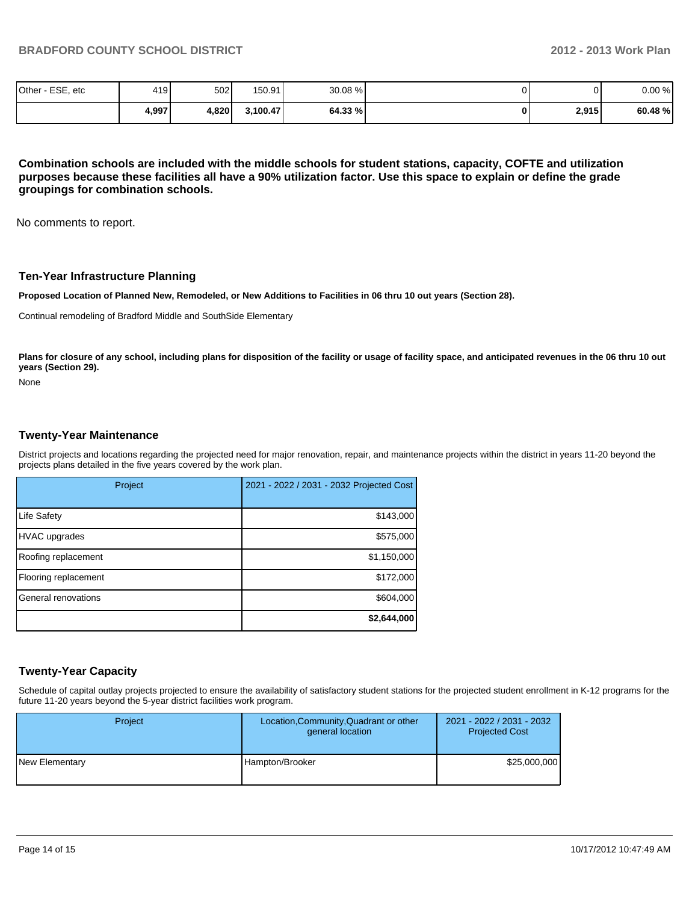| Other - ESE, etc | 419 | 502 | 150.91 | 30.08 % | 0 | 0 | 0.00 % |
|---|---|---|---|---|---|---|---|
| | **4,997** | **4,820** | **3,100.47** | **64.33 %** | **0** | **2,915** | **60.48 %** |

**Combination schools are included with the middle schools for student stations, capacity, COFTE and utilization purposes because these facilities all have a 90% utilization factor. Use this space to explain or define the grade groupings for combination schools.**

No comments to report.

## Ten-Year Infrastructure Planning

**Proposed Location of Planned New, Remodeled, or New Additions to Facilities in 06 thru 10 out years (Section 28).**

Continual remodeling of Bradford Middle and SouthSide Elementary

**Plans for closure of any school, including plans for disposition of the facility or usage of facility space, and anticipated revenues in the 06 thru 10 out years (Section 29).**

None

## Twenty-Year Maintenance

District projects and locations regarding the projected need for major renovation, repair, and maintenance projects within the district in years 11-20 beyond the projects plans detailed in the five years covered by the work plan.

| Project | 2021 - 2022 / 2031 - 2032 Projected Cost |
|---|---|
| Life Safety | $143,000 |
| HVAC upgrades | $575,000 |
| Roofing replacement | $1,150,000 |
| Flooring replacement | $172,000 |
| General renovations | $604,000 |
| | **$2,644,000** |

## Twenty-Year Capacity

Schedule of capital outlay projects projected to ensure the availability of satisfactory student stations for the projected student enrollment in K-12 programs for the future 11-20 years beyond the 5-year district facilities work program.

| Project | Location,Community,Quadrant or other general location | 2021 - 2022 / 2031 - 2032 Projected Cost |
|---|---|---|
| New Elementary | Hampton/Brooker | $25,000,000 |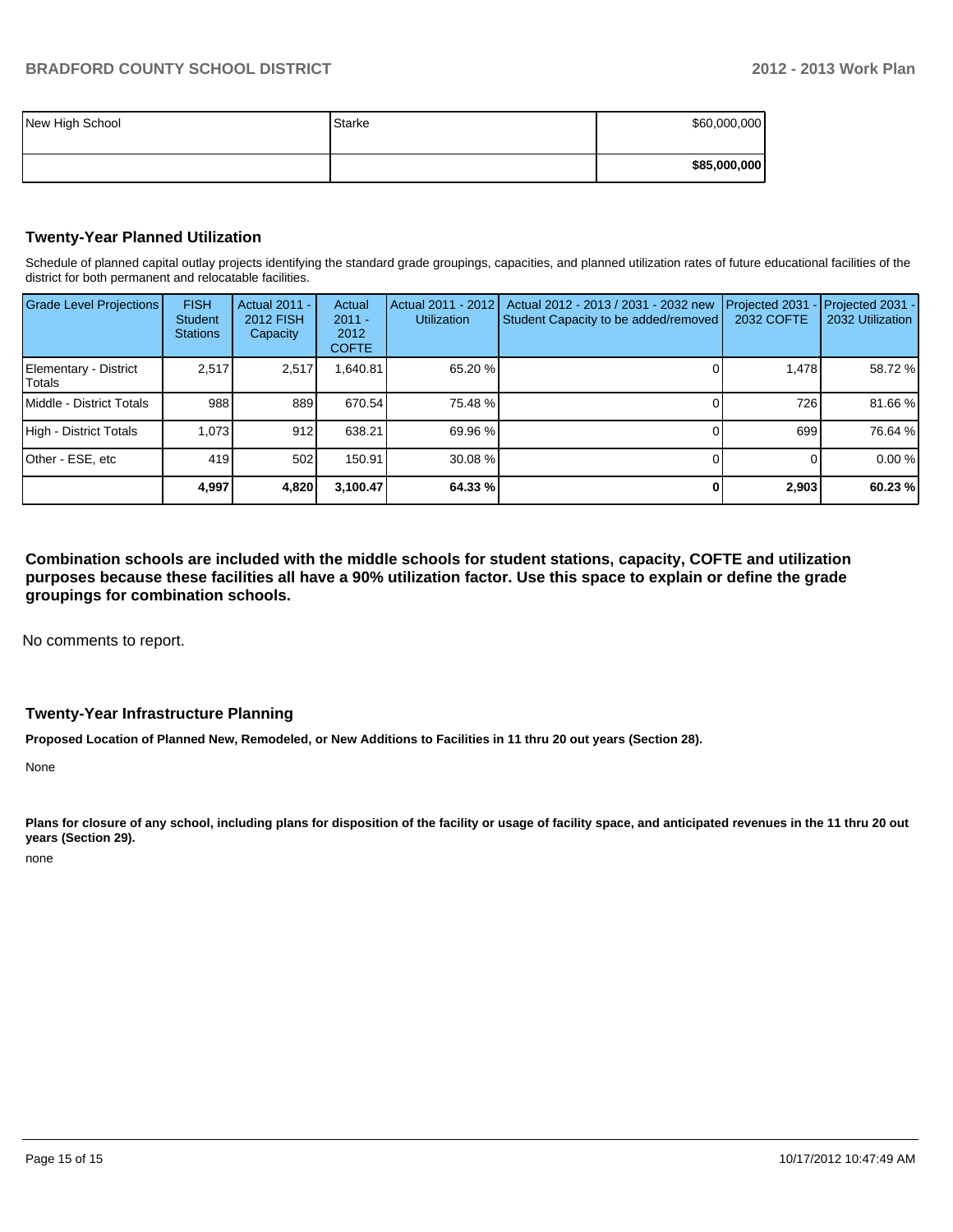| | | |
|---|---|---|
| New High School | Starke | $60,000,000 |
| | | **$85,000,000** |

### Twenty-Year Planned Utilization

Schedule of planned capital outlay projects identifying the standard grade groupings, capacities, and planned utilization rates of future educational facilities of the district for both permanent and relocatable facilities.

| Grade Level Projections | FISH Student Stations | Actual 2011 - 2012 FISH Capacity | Actual 2011 - 2012 COFTE | Actual 2011 - 2012 Utilization | Actual 2012 - 2013 / 2031 - 2032 new Student Capacity to be added/removed | Projected 2031 - 2032 COFTE | Projected 2031 - 2032 Utilization |
|---|---|---|---|---|---|---|---|
| Elementary - District Totals | 2,517 | 2,517 | 1,640.81 | 65.20 % | 0 | 1,478 | 58.72 % |
| Middle - District Totals | 988 | 889 | 670.54 | 75.48 % | 0 | 726 | 81.66 % |
| High - District Totals | 1,073 | 912 | 638.21 | 69.96 % | 0 | 699 | 76.64 % |
| Other - ESE, etc | 419 | 502 | 150.91 | 30.08 % | 0 | 0 | 0.00 % |
| | **4,997** | **4,820** | **3,100.47** | **64.33 %** | **0** | **2,903** | **60.23 %** |

**Combination schools are included with the middle schools for student stations, capacity, COFTE and utilization purposes because these facilities all have a 90% utilization factor. Use this space to explain or define the grade groupings for combination schools.**

No comments to report.

### Twenty-Year Infrastructure Planning

**Proposed Location of Planned New, Remodeled, or New Additions to Facilities in 11 thru 20 out years (Section 28).**

None

**Plans for closure of any school, including plans for disposition of the facility or usage of facility space, and anticipated revenues in the 11 thru 20 out years (Section 29).**

none